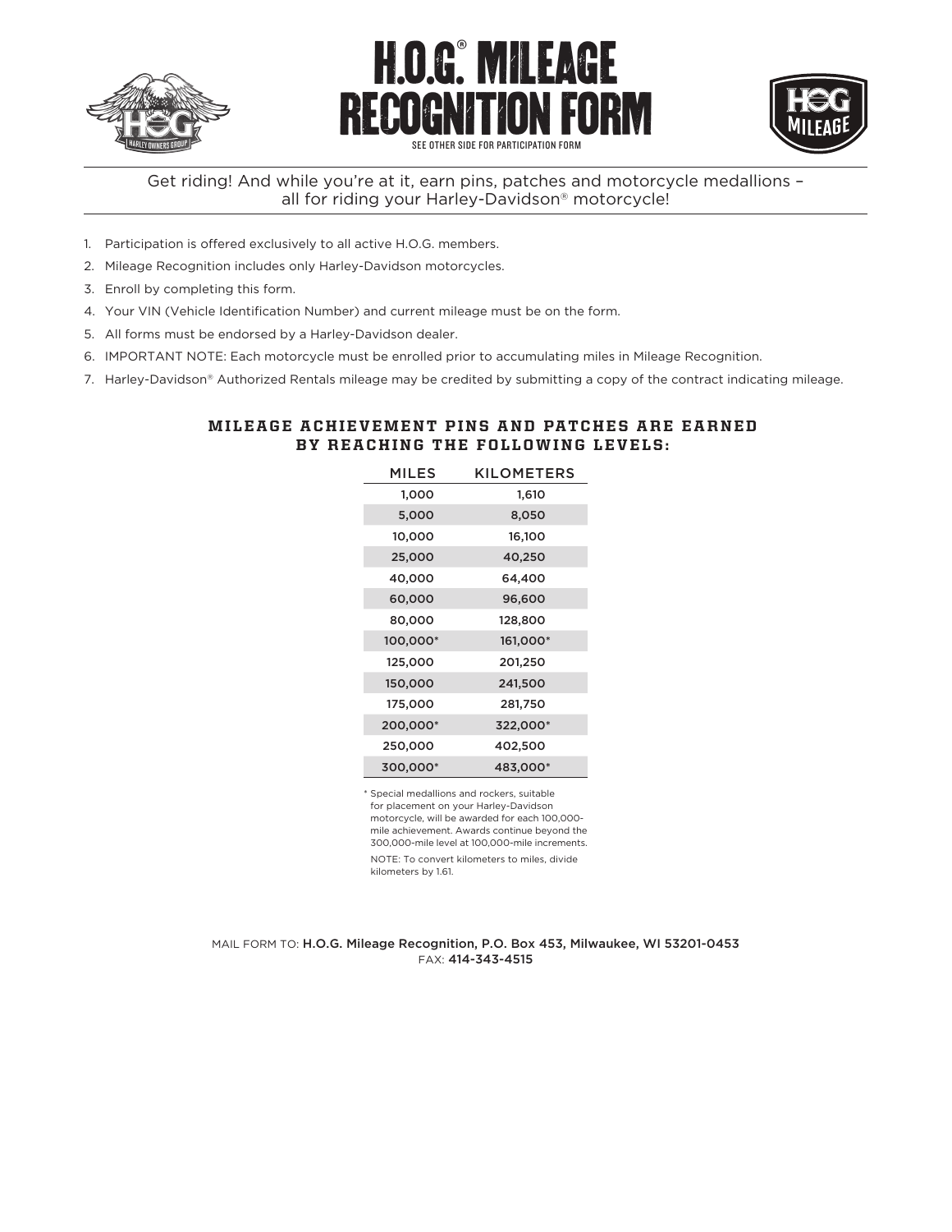# H.O.G.® MILEAGE RECOGNITION FORM

SEE OTHER SIDE FOR PARTICIPATION FORM

Get riding! And while you're at it, earn pins, patches and motorcycle medallions – all for riding your Harley-Davidson® motorcycle!

1. Participation is offered exclusively to all active H.O.G. members.
2. Mileage Recognition includes only Harley-Davidson motorcycles.
3. Enroll by completing this form.
4. Your VIN (Vehicle Identification Number) and current mileage must be on the form.
5. All forms must be endorsed by a Harley-Davidson dealer.
6. IMPORTANT NOTE: Each motorcycle must be enrolled prior to accumulating miles in Mileage Recognition.
7. Harley-Davidson® Authorized Rentals mileage may be credited by submitting a copy of the contract indicating mileage.

## MILEAGE ACHIEVEMENT PINS AND PATCHES ARE EARNED BY REACHING THE FOLLOWING LEVELS:

| MILES | KILOMETERS |
|---|---|
| 1,000 | 1,610 |
| 5,000 | 8,050 |
| 10,000 | 16,100 |
| 25,000 | 40,250 |
| 40,000 | 64,400 |
| 60,000 | 96,600 |
| 80,000 | 128,800 |
| 100,000* | 161,000* |
| 125,000 | 201,250 |
| 150,000 | 241,500 |
| 175,000 | 281,750 |
| 200,000* | 322,000* |
| 250,000 | 402,500 |
| 300,000* | 483,000* |

* Special medallions and rockers, suitable for placement on your Harley-Davidson motorcycle, will be awarded for each 100,000-mile achievement. Awards continue beyond the 300,000-mile level at 100,000-mile increments.

NOTE: To convert kilometers to miles, divide kilometers by 1.61.

MAIL FORM TO: H.O.G. Mileage Recognition, P.O. Box 453, Milwaukee, WI 53201-0453
FAX: 414-343-4515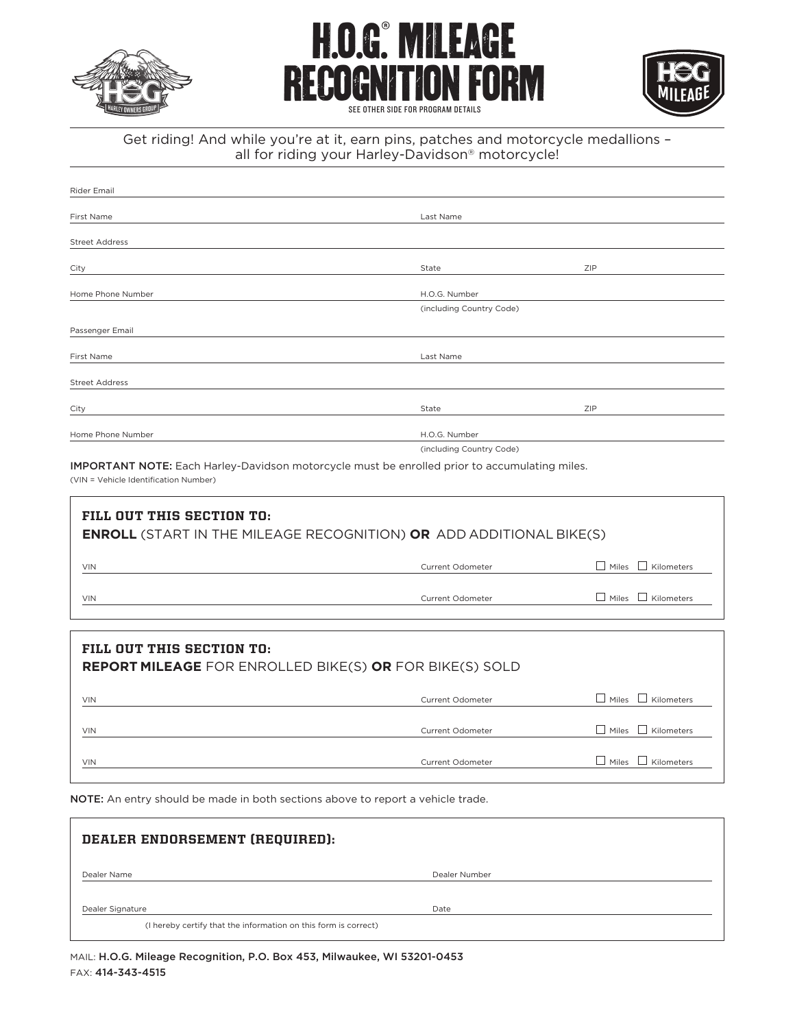# H.O.G.® MILEAGE RECOGNITION FORM

SEE OTHER SIDE FOR PROGRAM DETAILS

Get riding! And while you're at it, earn pins, patches and motorcycle medallions – all for riding your Harley-Davidson® motorcycle!

Rider Email

First Name | Last Name

Street Address

City | State | ZIP

Home Phone Number | H.O.G. Number (including Country Code)

Passenger Email

First Name | Last Name

Street Address

City | State | ZIP

Home Phone Number | H.O.G. Number (including Country Code)

**IMPORTANT NOTE:** Each Harley-Davidson motorcycle must be enrolled prior to accumulating miles.
(VIN = Vehicle Identification Number)

### FILL OUT THIS SECTION TO:
**ENROLL** (START IN THE MILEAGE RECOGNITION) **OR** ADD ADDITIONAL BIKE(S)

VIN | Current Odometer | ☐ Miles ☐ Kilometers

VIN | Current Odometer | ☐ Miles ☐ Kilometers

### FILL OUT THIS SECTION TO:
**REPORT MILEAGE** FOR ENROLLED BIKE(S) **OR** FOR BIKE(S) SOLD

VIN | Current Odometer | ☐ Miles ☐ Kilometers

VIN | Current Odometer | ☐ Miles ☐ Kilometers

VIN | Current Odometer | ☐ Miles ☐ Kilometers

**NOTE:** An entry should be made in both sections above to report a vehicle trade.

### DEALER ENDORSEMENT (REQUIRED):

Dealer Name | Dealer Number

Dealer Signature | Date

(I hereby certify that the information on this form is correct)

MAIL: **H.O.G. Mileage Recognition, P.O. Box 453, Milwaukee, WI 53201-0453**
FAX: **414-343-4515**